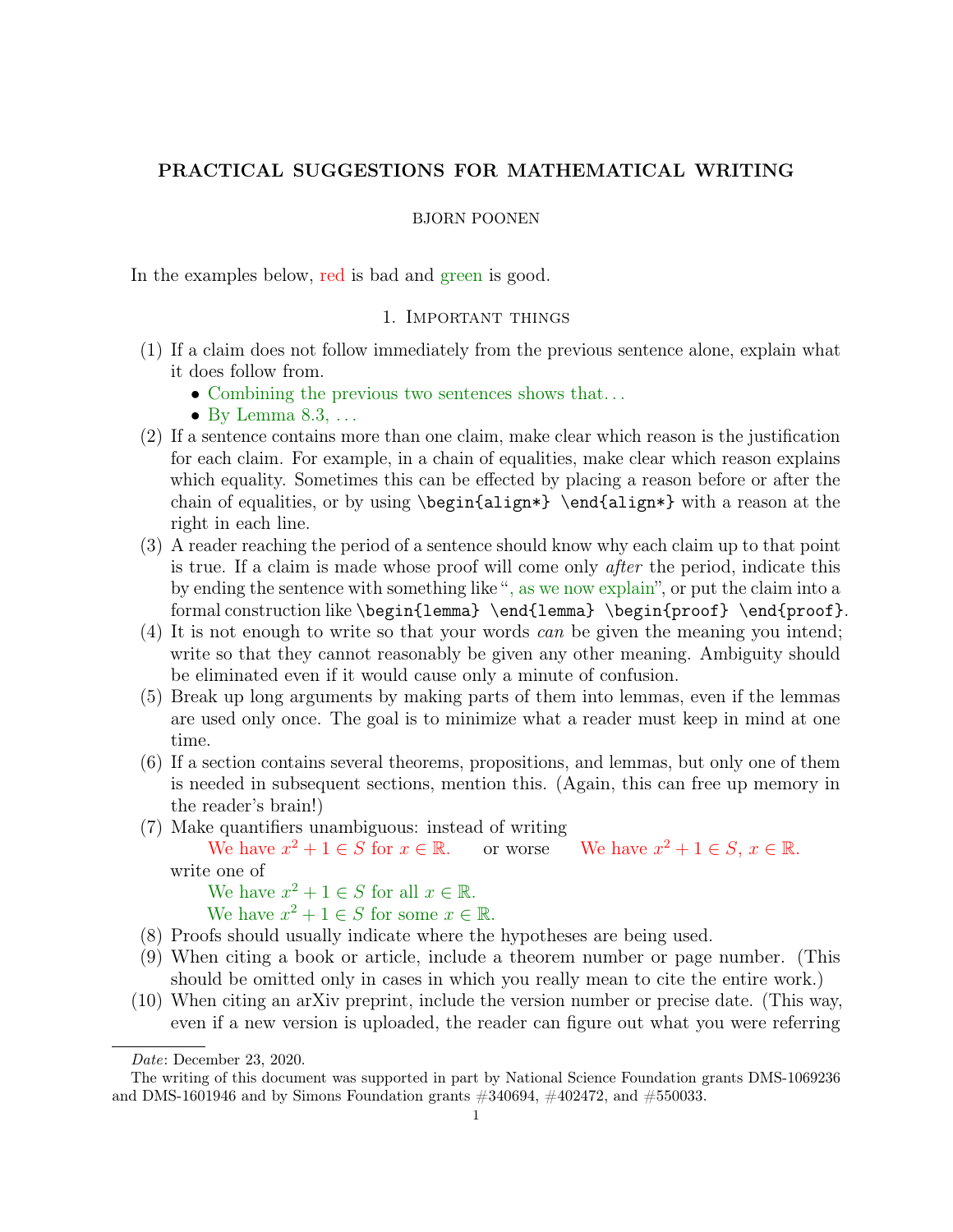# PRACTICAL SUGGESTIONS FOR MATHEMATICAL WRITING

BJORN POONEN

In the examples below, red is bad and green is good.

## 1. Important things

(1) If a claim does not follow immediately from the previous sentence alone, explain what it does follow from.
- Combining the previous two sentences shows that...
- By Lemma 8.3, ...

(2) If a sentence contains more than one claim, make clear which reason is the justification for each claim. For example, in a chain of equalities, make clear which reason explains which equality. Sometimes this can be effected by placing a reason before or after the chain of equalities, or by using `\begin{align*} \end{align*}` with a reason at the right in each line.

(3) A reader reaching the period of a sentence should know why each claim up to that point is true. If a claim is made whose proof will come only *after* the period, indicate this by ending the sentence with something like ", as we now explain", or put the claim into a formal construction like `\begin{lemma} \end{lemma} \begin{proof} \end{proof}`.

(4) It is not enough to write so that your words *can* be given the meaning you intend; write so that they cannot reasonably be given any other meaning. Ambiguity should be eliminated even if it would cause only a minute of confusion.

(5) Break up long arguments by making parts of them into lemmas, even if the lemmas are used only once. The goal is to minimize what a reader must keep in mind at one time.

(6) If a section contains several theorems, propositions, and lemmas, but only one of them is needed in subsequent sections, mention this. (Again, this can free up memory in the reader's brain!)

(7) Make quantifiers unambiguous: instead of writing

   We have $x^2 + 1 \in S$ for $x \in \mathbb{R}$. or worse We have $x^2 + 1 \in S$, $x \in \mathbb{R}$.

   write one of

   We have $x^2 + 1 \in S$ for all $x \in \mathbb{R}$.
   We have $x^2 + 1 \in S$ for some $x \in \mathbb{R}$.

(8) Proofs should usually indicate where the hypotheses are being used.

(9) When citing a book or article, include a theorem number or page number. (This should be omitted only in cases in which you really mean to cite the entire work.)

(10) When citing an arXiv preprint, include the version number or precise date. (This way, even if a new version is uploaded, the reader can figure out what you were referring

---

*Date*: December 23, 2020.

The writing of this document was supported in part by National Science Foundation grants DMS-1069236 and DMS-1601946 and by Simons Foundation grants #340694, #402472, and #550033.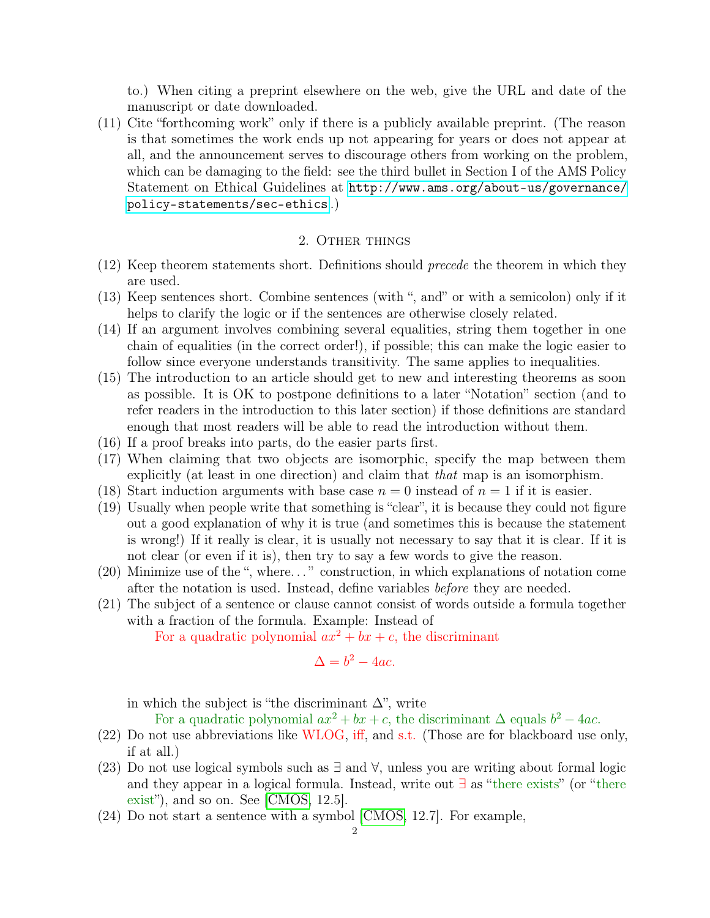to.) When citing a preprint elsewhere on the web, give the URL and date of the manuscript or date downloaded.

(11) Cite "forthcoming work" only if there is a publicly available preprint. (The reason is that sometimes the work ends up not appearing for years or does not appear at all, and the announcement serves to discourage others from working on the problem, which can be damaging to the field: see the third bullet in Section I of the AMS Policy Statement on Ethical Guidelines at `http://www.ams.org/about-us/governance/policy-statements/sec-ethics`.)

## 2. Other things

(12) Keep theorem statements short. Definitions should *precede* the theorem in which they are used.

(13) Keep sentences short. Combine sentences (with ", and" or with a semicolon) only if it helps to clarify the logic or if the sentences are otherwise closely related.

(14) If an argument involves combining several equalities, string them together in one chain of equalities (in the correct order!), if possible; this can make the logic easier to follow since everyone understands transitivity. The same applies to inequalities.

(15) The introduction to an article should get to new and interesting theorems as soon as possible. It is OK to postpone definitions to a later "Notation" section (and to refer readers in the introduction to this later section) if those definitions are standard enough that most readers will be able to read the introduction without them.

(16) If a proof breaks into parts, do the easier parts first.

(17) When claiming that two objects are isomorphic, specify the map between them explicitly (at least in one direction) and claim that *that* map is an isomorphism.

(18) Start induction arguments with base case $n = 0$ instead of $n = 1$ if it is easier.

(19) Usually when people write that something is "clear", it is because they could not figure out a good explanation of why it is true (and sometimes this is because the statement is wrong!) If it really is clear, it is usually not necessary to say that it is clear. If it is not clear (or even if it is), then try to say a few words to give the reason.

(20) Minimize use of the ", where..." construction, in which explanations of notation come after the notation is used. Instead, define variables *before* they are needed.

(21) The subject of a sentence or clause cannot consist of words outside a formula together with a fraction of the formula. Example: Instead of

For a quadratic polynomial $ax^2 + bx + c$, the discriminant

$$\Delta = b^2 - 4ac.$$

in which the subject is "the discriminant $\Delta$", write

For a quadratic polynomial $ax^2 + bx + c$, the discriminant $\Delta$ equals $b^2 - 4ac$.

(22) Do not use abbreviations like WLOG, iff, and s.t. (Those are for blackboard use only, if at all.)

(23) Do not use logical symbols such as $\exists$ and $\forall$, unless you are writing about formal logic and they appear in a logical formula. Instead, write out $\exists$ as "there exists" (or "there exist"), and so on. See [CMOS, 12.5].

(24) Do not start a sentence with a symbol [CMOS, 12.7]. For example,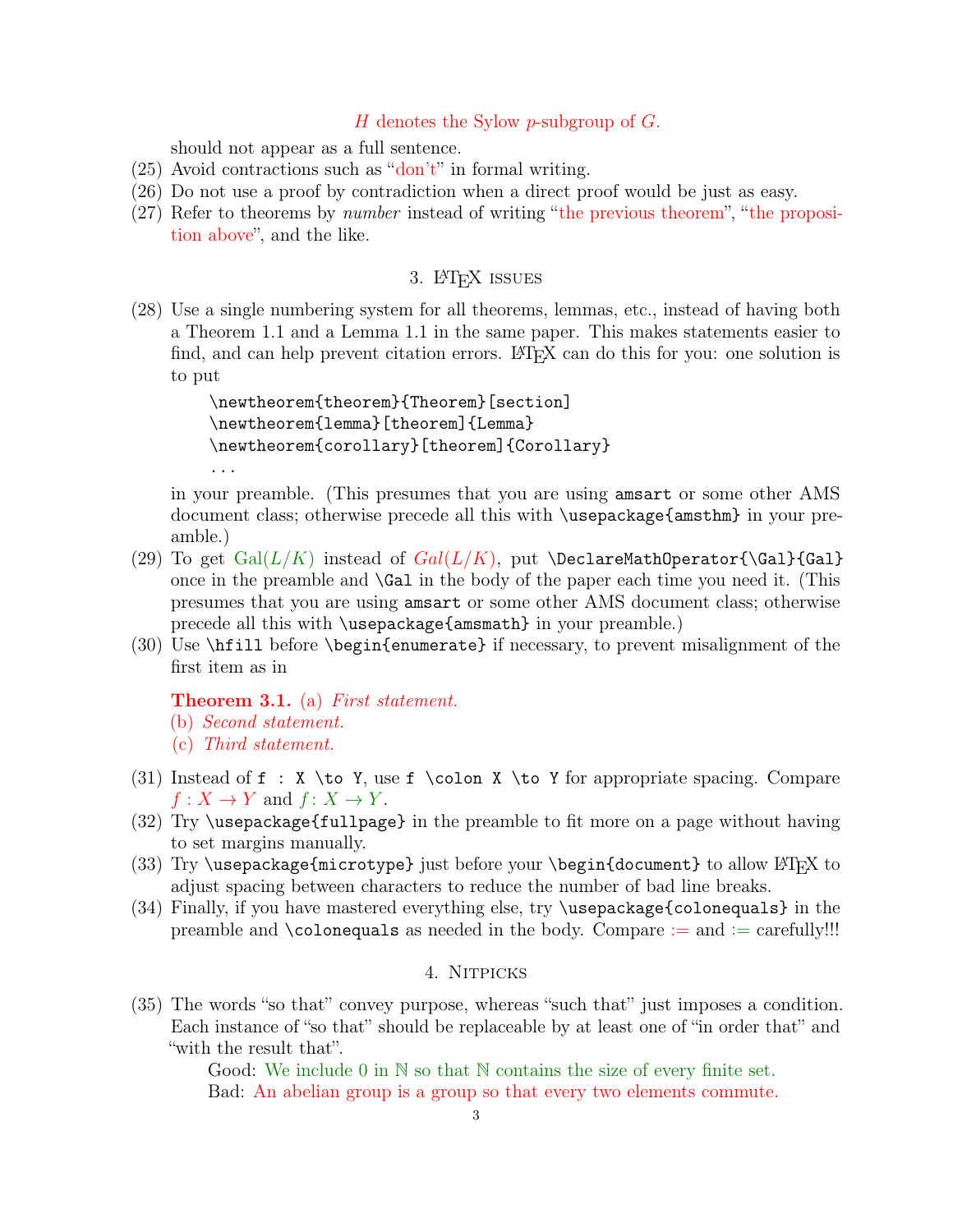$H$ denotes the Sylow $p$-subgroup of $G$.

should not appear as a full sentence.

(25) Avoid contractions such as "don't" in formal writing.
(26) Do not use a proof by contradiction when a direct proof would be just as easy.
(27) Refer to theorems by *number* instead of writing "the previous theorem", "the proposition above", and the like.

## 3. LaTeX issues

(28) Use a single numbering system for all theorems, lemmas, etc., instead of having both a Theorem 1.1 and a Lemma 1.1 in the same paper. This makes statements easier to find, and can help prevent citation errors. LaTeX can do this for you: one solution is to put

```
\newtheorem{theorem}{Theorem}[section]
\newtheorem{lemma}[theorem]{Lemma}
\newtheorem{corollary}[theorem]{Corollary}
...
```

in your preamble. (This presumes that you are using `amsart` or some other AMS document class; otherwise precede all this with `\usepackage{amsthm}` in your preamble.)

(29) To get $\operatorname{Gal}(L/K)$ instead of $Gal(L/K)$, put `\DeclareMathOperator{\Gal}{Gal}` once in the preamble and `\Gal` in the body of the paper each time you need it. (This presumes that you are using `amsart` or some other AMS document class; otherwise precede all this with `\usepackage{amsmath}` in your preamble.)

(30) Use `\hfill` before `\begin{enumerate}` if necessary, to prevent misalignment of the first item as in

**Theorem 3.1.** (a) *First statement.*
(b) *Second statement.*
(c) *Third statement.*

(31) Instead of `f : X \to Y`, use `f \colon X \to Y` for appropriate spacing. Compare $f : X \to Y$ and $f\colon X \to Y$.
(32) Try `\usepackage{fullpage}` in the preamble to fit more on a page without having to set margins manually.
(33) Try `\usepackage{microtype}` just before your `\begin{document}` to allow LaTeX to adjust spacing between characters to reduce the number of bad line breaks.
(34) Finally, if you have mastered everything else, try `\usepackage{colonequals}` in the preamble and `\colonequals` as needed in the body. Compare $:=$ and $\coloneqq$ carefully!!!

## 4. Nitpicks

(35) The words "so that" convey purpose, whereas "such that" just imposes a condition. Each instance of "so that" should be replaceable by at least one of "in order that" and "with the result that".

Good: We include 0 in $\mathbb{N}$ so that $\mathbb{N}$ contains the size of every finite set.

Bad: An abelian group is a group so that every two elements commute.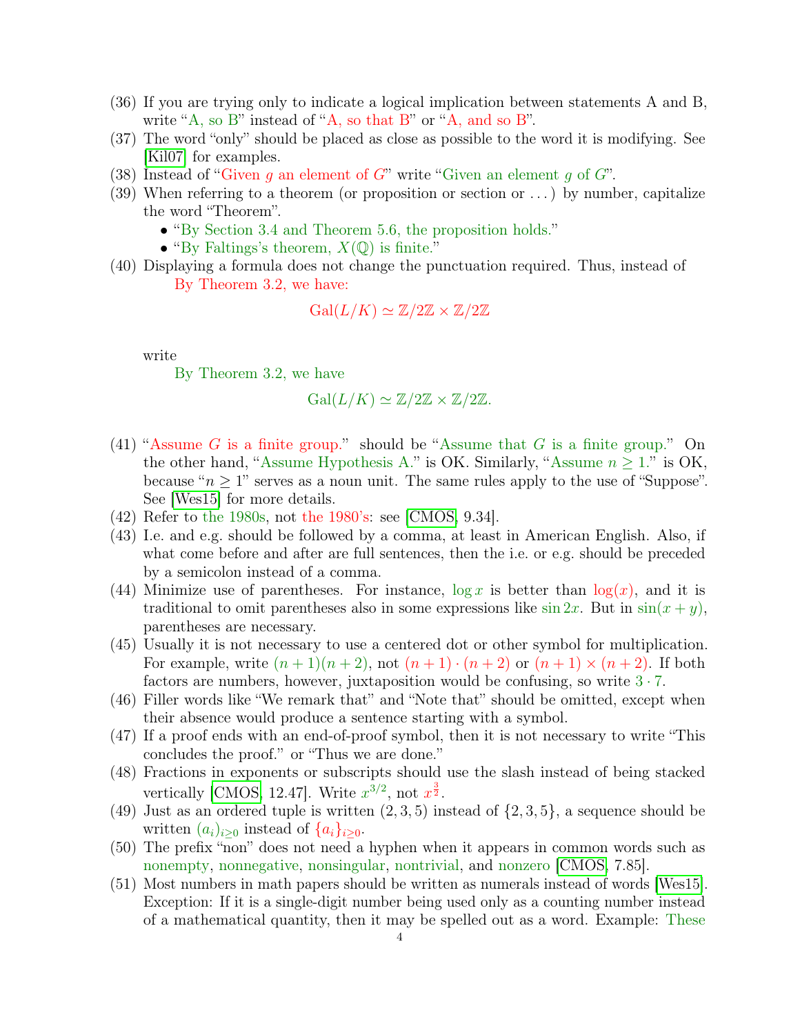(36) If you are trying only to indicate a logical implication between statements A and B, write "A, so B" instead of "A, so that B" or "A, and so B".

(37) The word "only" should be placed as close as possible to the word it is modifying. See [Kil07] for examples.

(38) Instead of "Given $g$ an element of $G$" write "Given an element $g$ of $G$".

(39) When referring to a theorem (or proposition or section or ...) by number, capitalize the word "Theorem".
   - "By Section 3.4 and Theorem 5.6, the proposition holds."
   - "By Faltings's theorem, $X(\mathbb{Q})$ is finite."

(40) Displaying a formula does not change the punctuation required. Thus, instead of

   By Theorem 3.2, we have:
   $$\mathrm{Gal}(L/K) \simeq \mathbb{Z}/2\mathbb{Z} \times \mathbb{Z}/2\mathbb{Z}$$

   write

   By Theorem 3.2, we have
   $$\mathrm{Gal}(L/K) \simeq \mathbb{Z}/2\mathbb{Z} \times \mathbb{Z}/2\mathbb{Z}.$$

(41) "Assume $G$ is a finite group." should be "Assume that $G$ is a finite group." On the other hand, "Assume Hypothesis A." is OK. Similarly, "Assume $n \geq 1$." is OK, because "$n \geq 1$" serves as a noun unit. The same rules apply to the use of "Suppose". See [Wes15] for more details.

(42) Refer to the 1980s, not the 1980's: see [CMOS, 9.34].

(43) I.e. and e.g. should be followed by a comma, at least in American English. Also, if what come before and after are full sentences, then the i.e. or e.g. should be preceded by a semicolon instead of a comma.

(44) Minimize use of parentheses. For instance, $\log x$ is better than $\log(x)$, and it is traditional to omit parentheses also in some expressions like $\sin 2x$. But in $\sin(x + y)$, parentheses are necessary.

(45) Usually it is not necessary to use a centered dot or other symbol for multiplication. For example, write $(n + 1)(n + 2)$, not $(n + 1) \cdot (n + 2)$ or $(n + 1) \times (n + 2)$. If both factors are numbers, however, juxtaposition would be confusing, so write $3 \cdot 7$.

(46) Filler words like "We remark that" and "Note that" should be omitted, except when their absence would produce a sentence starting with a symbol.

(47) If a proof ends with an end-of-proof symbol, then it is not necessary to write "This concludes the proof." or "Thus we are done."

(48) Fractions in exponents or subscripts should use the slash instead of being stacked vertically [CMOS, 12.47]. Write $x^{3/2}$, not $x^{\frac{3}{2}}$.

(49) Just as an ordered tuple is written $(2, 3, 5)$ instead of $\{2, 3, 5\}$, a sequence should be written $(a_i)_{i \geq 0}$ instead of $\{a_i\}_{i \geq 0}$.

(50) The prefix "non" does not need a hyphen when it appears in common words such as nonempty, nonnegative, nonsingular, nontrivial, and nonzero [CMOS, 7.85].

(51) Most numbers in math papers should be written as numerals instead of words [Wes15]. Exception: If it is a single-digit number being used only as a counting number instead of a mathematical quantity, then it may be spelled out as a word. Example: These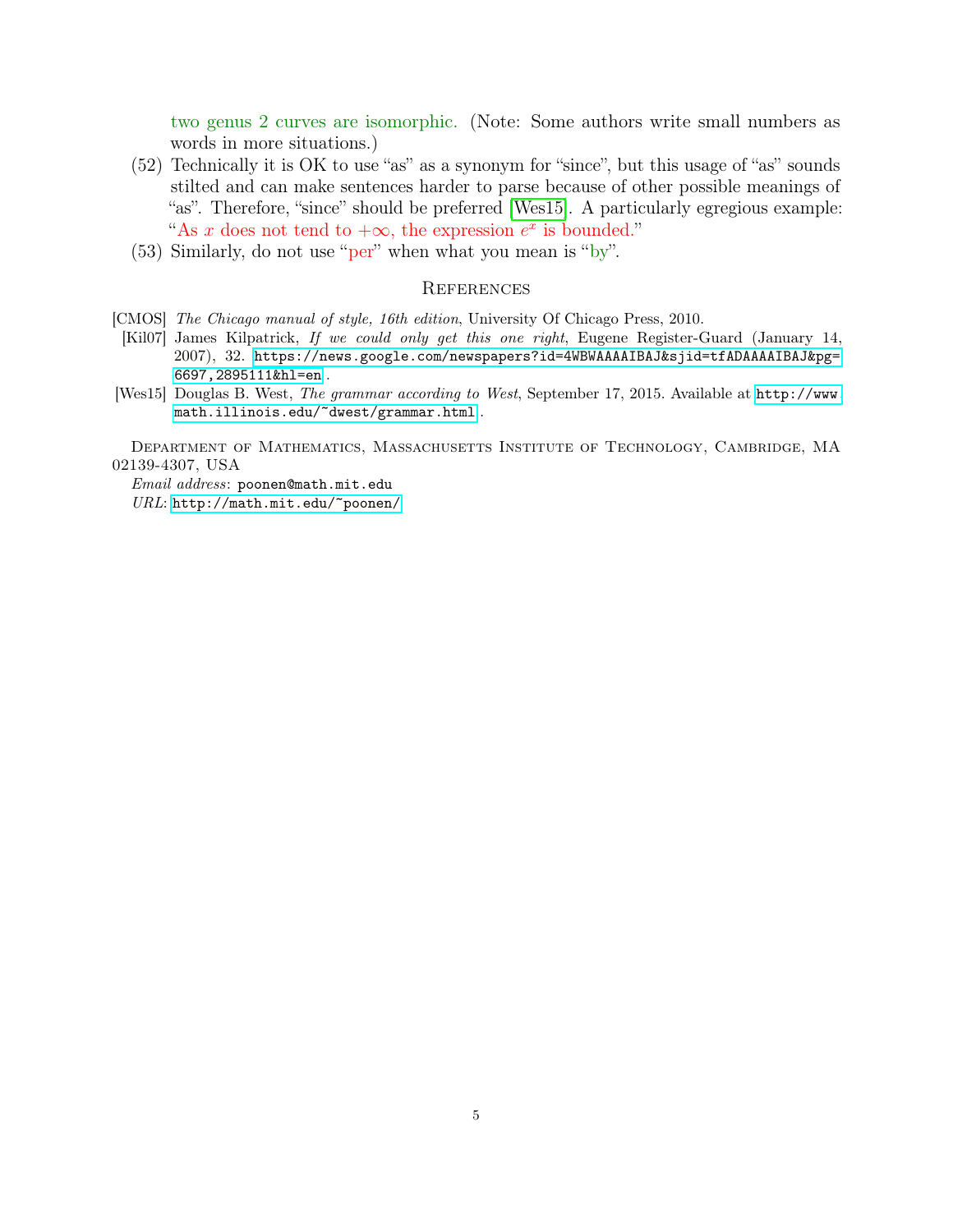two genus 2 curves are isomorphic. (Note: Some authors write small numbers as words in more situations.)

(52) Technically it is OK to use "as" as a synonym for "since", but this usage of "as" sounds stilted and can make sentences harder to parse because of other possible meanings of "as". Therefore, "since" should be preferred [Wes15]. A particularly egregious example: "As $x$ does not tend to $+\infty$, the expression $e^x$ is bounded."

(53) Similarly, do not use "per" when what you mean is "by".

## References

[CMOS] *The Chicago manual of style, 16th edition*, University Of Chicago Press, 2010.

[Kil07] James Kilpatrick, *If we could only get this one right*, Eugene Register-Guard (January 14, 2007), 32. https://news.google.com/newspapers?id=4WBWAAAAIBAJ&sjid=tfADAAAAIBAJ&pg=6697,2895111&hl=en.

[Wes15] Douglas B. West, *The grammar according to West*, September 17, 2015. Available at http://www.math.illinois.edu/~dwest/grammar.html.

Department of Mathematics, Massachusetts Institute of Technology, Cambridge, MA 02139-4307, USA

*Email address*: poonen@math.mit.edu

*URL*: http://math.mit.edu/~poonen/